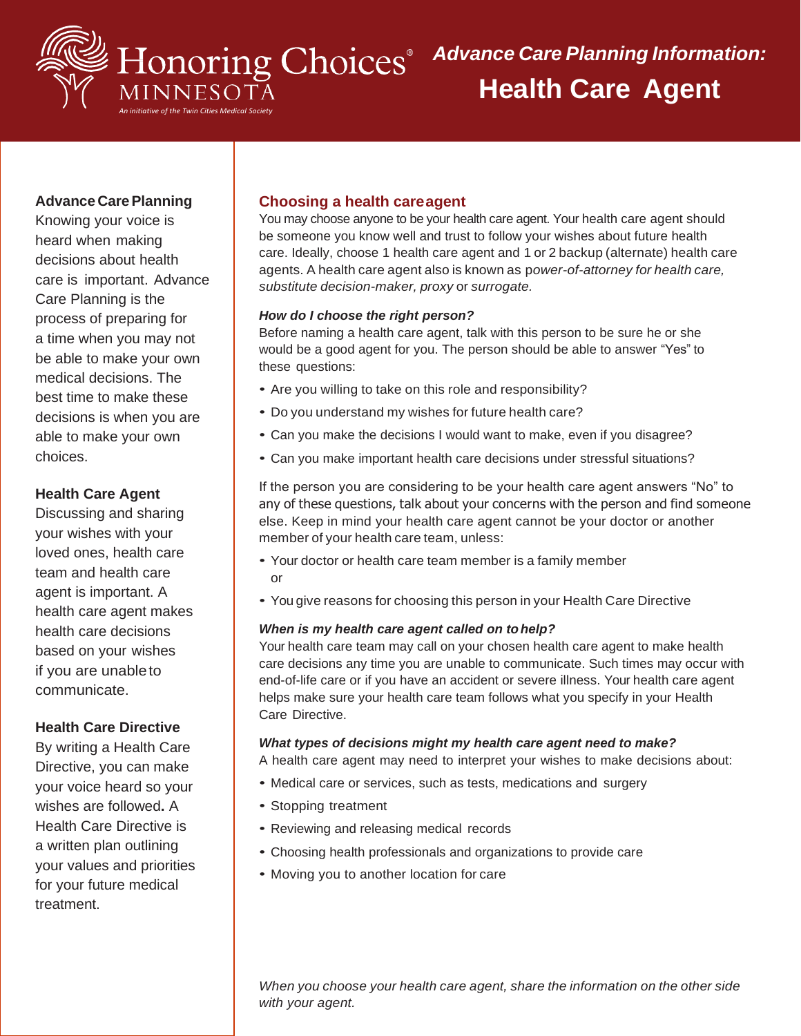Honoring Choices® MINNESOTA

*An initiative of the Twin Cities Medical Society*

# *Advance Care Planning Information:* Health Care Agent

**Advance Care Planning**
Knowing your voice is heard when making decisions about health care is important. Advance Care Planning is the process of preparing for a time when you may not be able to make your own medical decisions. The best time to make these decisions is when you are able to make your own choices.

**Health Care Agent**
Discussing and sharing your wishes with your loved ones, health care team and health care agent is important. A health care agent makes health care decisions based on your wishes if you are unable to communicate.

**Health Care Directive**
By writing a Health Care Directive, you can make your voice heard so your wishes are followed**.** A Health Care Directive is a written plan outlining your values and priorities for your future medical treatment.

## Choosing a health care agent

You may choose anyone to be your health care agent. Your health care agent should be someone you know well and trust to follow your wishes about future health care. Ideally, choose 1 health care agent and 1 or 2 backup (alternate) health care agents. A health care agent also is known as p*ower-of-attorney for health care, substitute decision-maker, proxy* or *surrogate.*

***How do I choose the right person?***
Before naming a health care agent, talk with this person to be sure he or she would be a good agent for you. The person should be able to answer "Yes" to these questions:

- Are you willing to take on this role and responsibility?
- Do you understand my wishes for future health care?
- Can you make the decisions I would want to make, even if you disagree?
- Can you make important health care decisions under stressful situations?

If the person you are considering to be your health care agent answers "No" to any of these questions, talk about your concerns with the person and find someone else. Keep in mind your health care agent cannot be your doctor or another member of your health care team, unless:

- Your doctor or health care team member is a family member or
- You give reasons for choosing this person in your Health Care Directive

***When is my health care agent called on to help?***
Your health care team may call on your chosen health care agent to make health care decisions any time you are unable to communicate. Such times may occur with end-of-life care or if you have an accident or severe illness. Your health care agent helps make sure your health care team follows what you specify in your Health Care Directive.

***What types of decisions might my health care agent need to make?***
A health care agent may need to interpret your wishes to make decisions about:

- Medical care or services, such as tests, medications and surgery
- Stopping treatment
- Reviewing and releasing medical records
- Choosing health professionals and organizations to provide care
- Moving you to another location for care

*When you choose your health care agent, share the information on the other side with your agent.*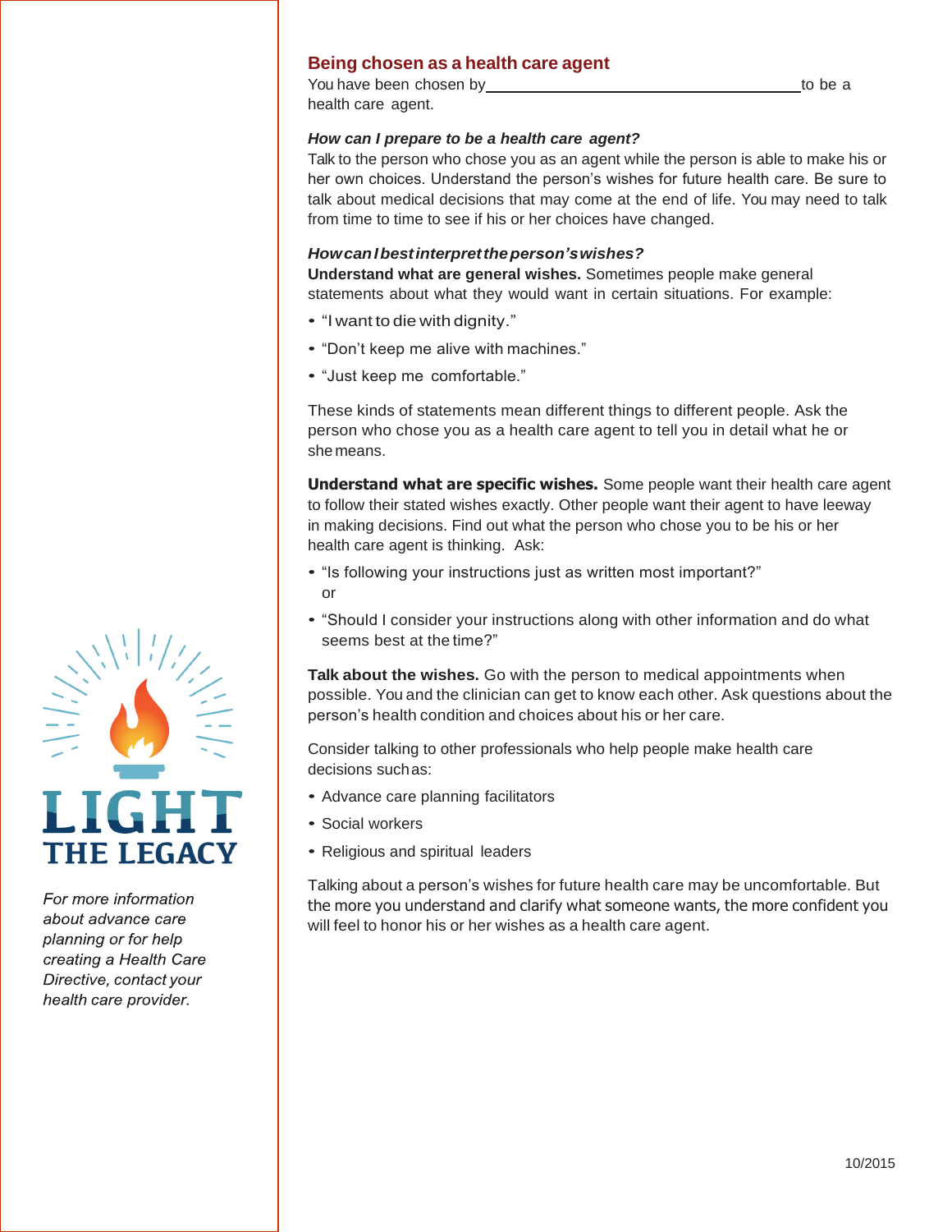## Being chosen as a health care agent

You have been chosen by ________________________________________ to be a health care agent.

### *How can I prepare to be a health care agent?*

Talk to the person who chose you as an agent while the person is able to make his or her own choices. Understand the person's wishes for future health care. Be sure to talk about medical decisions that may come at the end of life. You may need to talk from time to time to see if his or her choices have changed.

### *How can I best interpret the person's wishes?*

**Understand what are general wishes.** Sometimes people make general statements about what they would want in certain situations. For example:

- "I want to die with dignity."
- "Don't keep me alive with machines."
- "Just keep me comfortable."

These kinds of statements mean different things to different people. Ask the person who chose you as a health care agent to tell you in detail what he or she means.

**Understand what are specific wishes.** Some people want their health care agent to follow their stated wishes exactly. Other people want their agent to have leeway in making decisions. Find out what the person who chose you to be his or her health care agent is thinking. Ask:

- "Is following your instructions just as written most important?"
  or
- "Should I consider your instructions along with other information and do what seems best at the time?"

**Talk about the wishes.** Go with the person to medical appointments when possible. You and the clinician can get to know each other. Ask questions about the person's health condition and choices about his or her care.

Consider talking to other professionals who help people make health care decisions such as:

- Advance care planning facilitators
- Social workers
- Religious and spiritual leaders

Talking about a person's wishes for future health care may be uncomfortable. But the more you understand and clarify what someone wants, the more confident you will feel to honor his or her wishes as a health care agent.

LIGHT THE LEGACY

*For more information about advance care planning or for help creating a Health Care Directive, contact your health care provider.*

10/2015